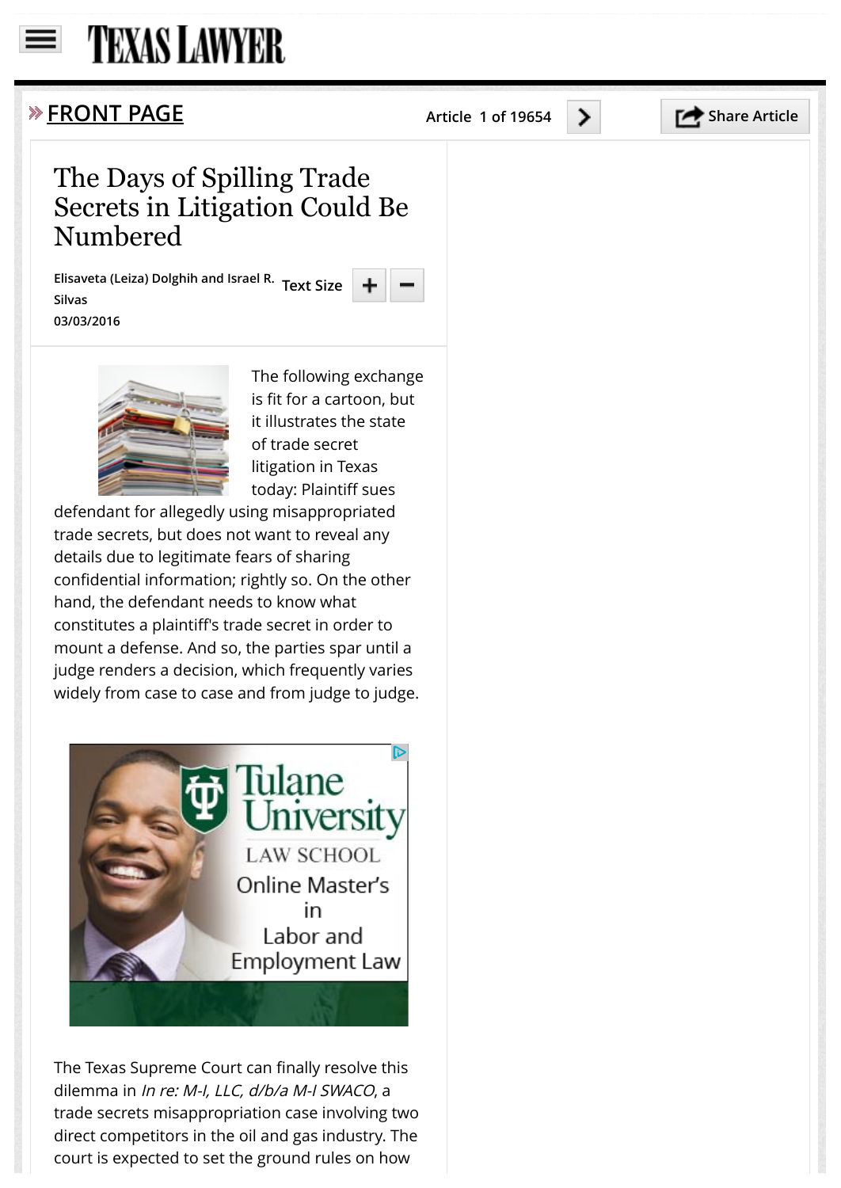# The Days of Spilling Trade Secrets in Litigation Could Be Numbered

Elisaveta (Leiza) Dolghih and Israel R. Silvas

03/03/2016

The following exchange is fit for a cartoon, but it illustrates the state of trade secret litigation in Texas today: Plaintiff sues defendant for allegedly using misappropriated trade secrets, but does not want to reveal any details due to legitimate fears of sharing confidential information; rightly so. On the other hand, the defendant needs to know what constitutes a plaintiff's trade secret in order to mount a defense. And so, the parties spar until a judge renders a decision, which frequently varies widely from case to case and from judge to judge.

The Texas Supreme Court can finally resolve this dilemma in *In re: M-I, LLC, d/b/a M-I SWACO*, a trade secrets misappropriation case involving two direct competitors in the oil and gas industry. The court is expected to set the ground rules on how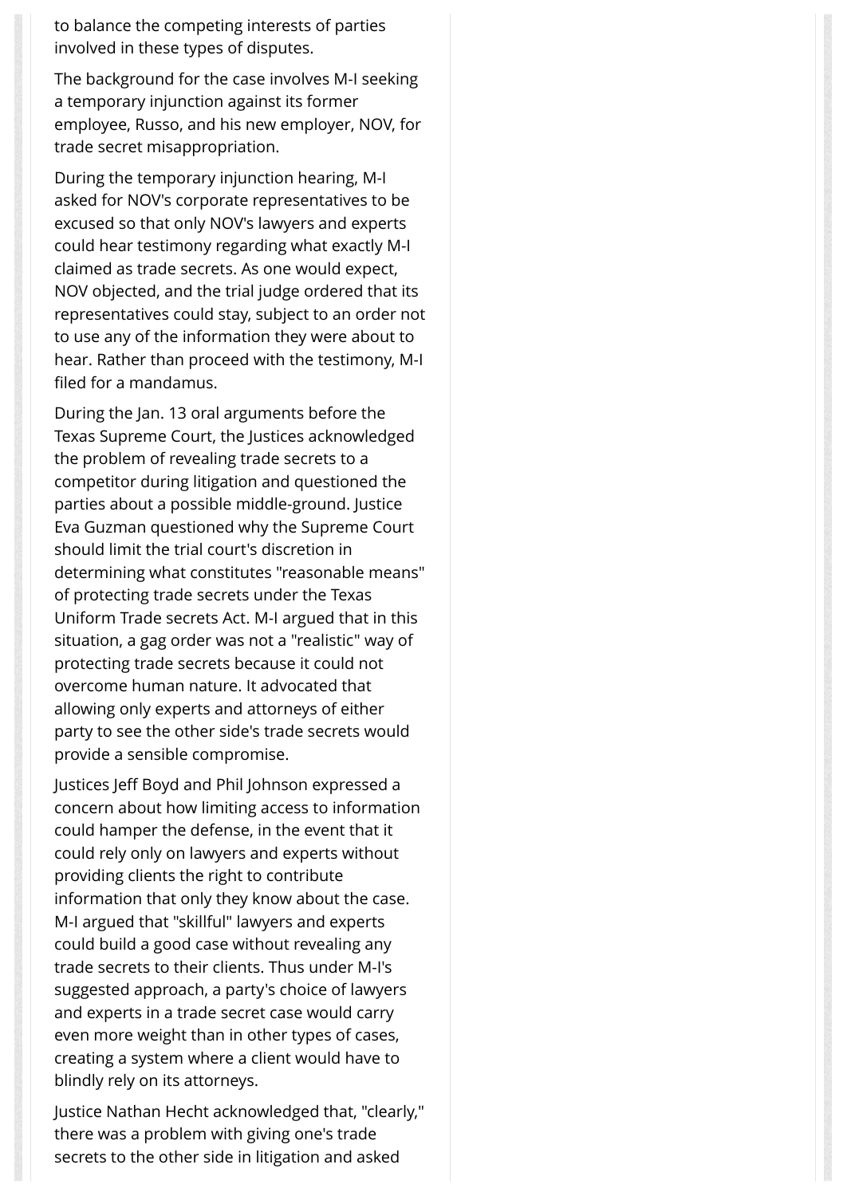to balance the competing interests of parties involved in these types of disputes.

The background for the case involves M-I seeking a temporary injunction against its former employee, Russo, and his new employer, NOV, for trade secret misappropriation.

During the temporary injunction hearing, M-I asked for NOV's corporate representatives to be excused so that only NOV's lawyers and experts could hear testimony regarding what exactly M-I claimed as trade secrets. As one would expect, NOV objected, and the trial judge ordered that its representatives could stay, subject to an order not to use any of the information they were about to hear. Rather than proceed with the testimony, M-I filed for a mandamus.

During the Jan. 13 oral arguments before the Texas Supreme Court, the Justices acknowledged the problem of revealing trade secrets to a competitor during litigation and questioned the parties about a possible middle-ground. Justice Eva Guzman questioned why the Supreme Court should limit the trial court's discretion in determining what constitutes "reasonable means" of protecting trade secrets under the Texas Uniform Trade secrets Act. M-I argued that in this situation, a gag order was not a "realistic" way of protecting trade secrets because it could not overcome human nature. It advocated that allowing only experts and attorneys of either party to see the other side's trade secrets would provide a sensible compromise.

Justices Jeff Boyd and Phil Johnson expressed a concern about how limiting access to information could hamper the defense, in the event that it could rely only on lawyers and experts without providing clients the right to contribute information that only they know about the case. M-I argued that "skillful" lawyers and experts could build a good case without revealing any trade secrets to their clients. Thus under M-I's suggested approach, a party's choice of lawyers and experts in a trade secret case would carry even more weight than in other types of cases, creating a system where a client would have to blindly rely on its attorneys.

Justice Nathan Hecht acknowledged that, "clearly," there was a problem with giving one's trade secrets to the other side in litigation and asked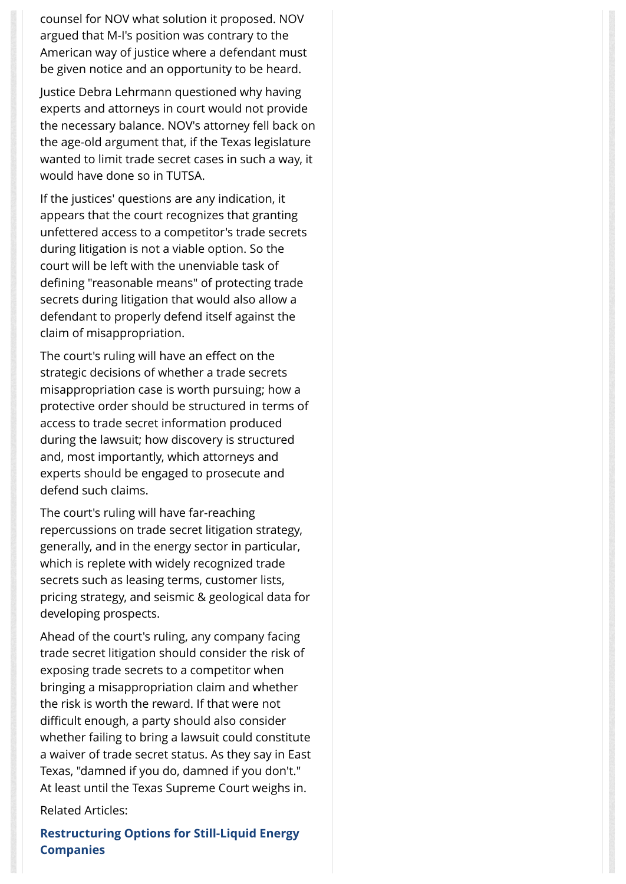counsel for NOV what solution it proposed. NOV argued that M-I's position was contrary to the American way of justice where a defendant must be given notice and an opportunity to be heard.

Justice Debra Lehrmann questioned why having experts and attorneys in court would not provide the necessary balance. NOV's attorney fell back on the age-old argument that, if the Texas legislature wanted to limit trade secret cases in such a way, it would have done so in TUTSA.

If the justices' questions are any indication, it appears that the court recognizes that granting unfettered access to a competitor's trade secrets during litigation is not a viable option. So the court will be left with the unenviable task of defining "reasonable means" of protecting trade secrets during litigation that would also allow a defendant to properly defend itself against the claim of misappropriation.

The court's ruling will have an effect on the strategic decisions of whether a trade secrets misappropriation case is worth pursuing; how a protective order should be structured in terms of access to trade secret information produced during the lawsuit; how discovery is structured and, most importantly, which attorneys and experts should be engaged to prosecute and defend such claims.

The court's ruling will have far-reaching repercussions on trade secret litigation strategy, generally, and in the energy sector in particular, which is replete with widely recognized trade secrets such as leasing terms, customer lists, pricing strategy, and seismic & geological data for developing prospects.

Ahead of the court's ruling, any company facing trade secret litigation should consider the risk of exposing trade secrets to a competitor when bringing a misappropriation claim and whether the risk is worth the reward. If that were not difficult enough, a party should also consider whether failing to bring a lawsuit could constitute a waiver of trade secret status. As they say in East Texas, "damned if you do, damned if you don't." At least until the Texas Supreme Court weighs in.

Related Articles:

**Restructuring Options for Still-Liquid Energy Companies**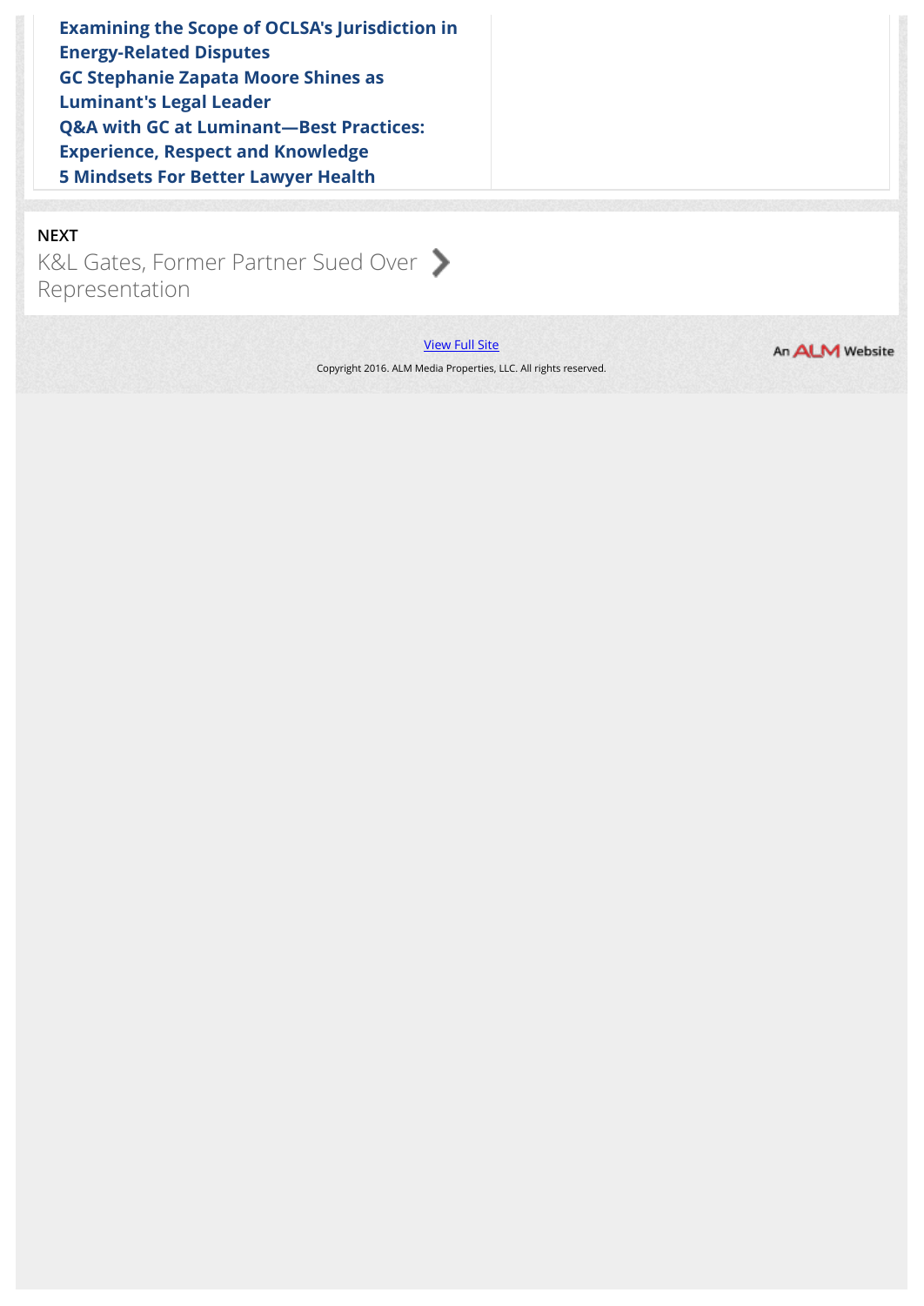**Examining the Scope of OCLSA's Jurisdiction in Energy-Related Disputes**
**GC Stephanie Zapata Moore Shines as Luminant's Legal Leader**
**Q&A with GC at Luminant—Best Practices: Experience, Respect and Knowledge**
**5 Mindsets For Better Lawyer Health**

NEXT

K&L Gates, Former Partner Sued Over Representation

View Full Site

Copyright 2016. ALM Media Properties, LLC. All rights reserved.

An ALM Website